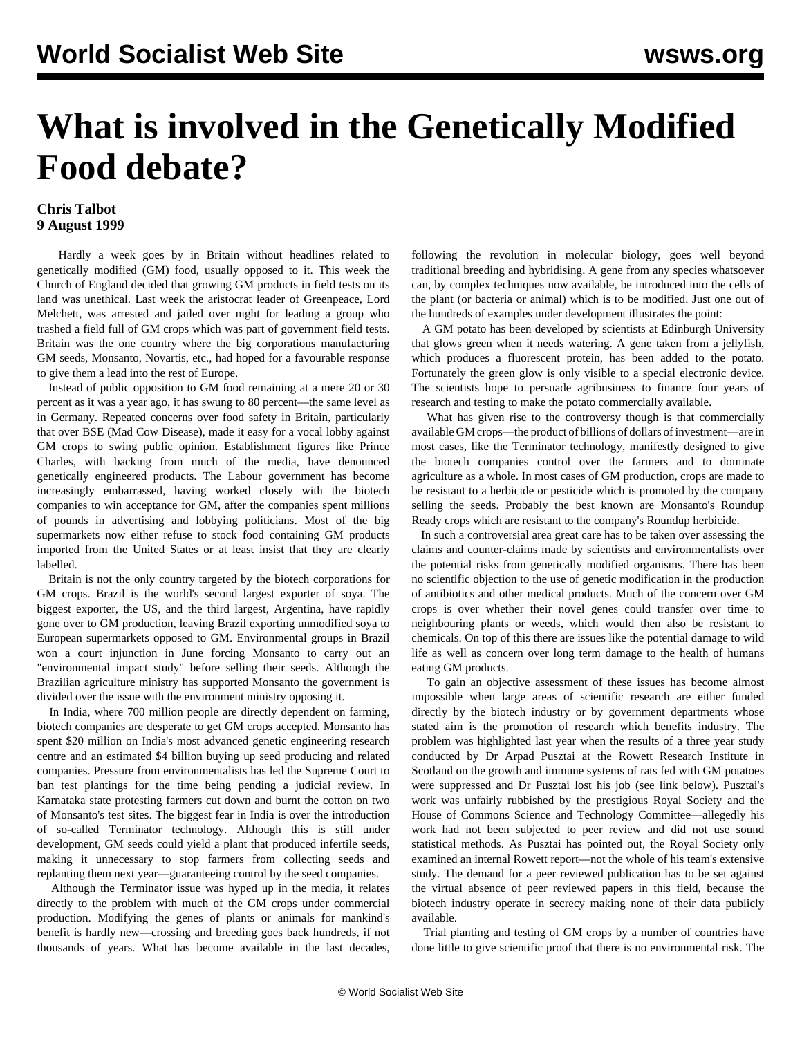# What is involved in the Genetically Modified Food debate?

**Chris Talbot**
**9 August 1999**

Hardly a week goes by in Britain without headlines related to genetically modified (GM) food, usually opposed to it. This week the Church of England decided that growing GM products in field tests on its land was unethical. Last week the aristocrat leader of Greenpeace, Lord Melchett, was arrested and jailed over night for leading a group who trashed a field full of GM crops which was part of government field tests. Britain was the one country where the big corporations manufacturing GM seeds, Monsanto, Novartis, etc., had hoped for a favourable response to give them a lead into the rest of Europe.

Instead of public opposition to GM food remaining at a mere 20 or 30 percent as it was a year ago, it has swung to 80 percent—the same level as in Germany. Repeated concerns over food safety in Britain, particularly that over BSE (Mad Cow Disease), made it easy for a vocal lobby against GM crops to swing public opinion. Establishment figures like Prince Charles, with backing from much of the media, have denounced genetically engineered products. The Labour government has become increasingly embarrassed, having worked closely with the biotech companies to win acceptance for GM, after the companies spent millions of pounds in advertising and lobbying politicians. Most of the big supermarkets now either refuse to stock food containing GM products imported from the United States or at least insist that they are clearly labelled.

Britain is not the only country targeted by the biotech corporations for GM crops. Brazil is the world's second largest exporter of soya. The biggest exporter, the US, and the third largest, Argentina, have rapidly gone over to GM production, leaving Brazil exporting unmodified soya to European supermarkets opposed to GM. Environmental groups in Brazil won a court injunction in June forcing Monsanto to carry out an "environmental impact study" before selling their seeds. Although the Brazilian agriculture ministry has supported Monsanto the government is divided over the issue with the environment ministry opposing it.

In India, where 700 million people are directly dependent on farming, biotech companies are desperate to get GM crops accepted. Monsanto has spent $20 million on India's most advanced genetic engineering research centre and an estimated $4 billion buying up seed producing and related companies. Pressure from environmentalists has led the Supreme Court to ban test plantings for the time being pending a judicial review. In Karnataka state protesting farmers cut down and burnt the cotton on two of Monsanto's test sites. The biggest fear in India is over the introduction of so-called Terminator technology. Although this is still under development, GM seeds could yield a plant that produced infertile seeds, making it unnecessary to stop farmers from collecting seeds and replanting them next year—guaranteeing control by the seed companies.

Although the Terminator issue was hyped up in the media, it relates directly to the problem with much of the GM crops under commercial production. Modifying the genes of plants or animals for mankind's benefit is hardly new—crossing and breeding goes back hundreds, if not thousands of years. What has become available in the last decades, following the revolution in molecular biology, goes well beyond traditional breeding and hybridising. A gene from any species whatsoever can, by complex techniques now available, be introduced into the cells of the plant (or bacteria or animal) which is to be modified. Just one out of the hundreds of examples under development illustrates the point:

A GM potato has been developed by scientists at Edinburgh University that glows green when it needs watering. A gene taken from a jellyfish, which produces a fluorescent protein, has been added to the potato. Fortunately the green glow is only visible to a special electronic device. The scientists hope to persuade agribusiness to finance four years of research and testing to make the potato commercially available.

What has given rise to the controversy though is that commercially available GM crops—the product of billions of dollars of investment—are in most cases, like the Terminator technology, manifestly designed to give the biotech companies control over the farmers and to dominate agriculture as a whole. In most cases of GM production, crops are made to be resistant to a herbicide or pesticide which is promoted by the company selling the seeds. Probably the best known are Monsanto's Roundup Ready crops which are resistant to the company's Roundup herbicide.

In such a controversial area great care has to be taken over assessing the claims and counter-claims made by scientists and environmentalists over the potential risks from genetically modified organisms. There has been no scientific objection to the use of genetic modification in the production of antibiotics and other medical products. Much of the concern over GM crops is over whether their novel genes could transfer over time to neighbouring plants or weeds, which would then also be resistant to chemicals. On top of this there are issues like the potential damage to wild life as well as concern over long term damage to the health of humans eating GM products.

To gain an objective assessment of these issues has become almost impossible when large areas of scientific research are either funded directly by the biotech industry or by government departments whose stated aim is the promotion of research which benefits industry. The problem was highlighted last year when the results of a three year study conducted by Dr Arpad Pusztai at the Rowett Research Institute in Scotland on the growth and immune systems of rats fed with GM potatoes were suppressed and Dr Pusztai lost his job (see link below). Pusztai's work was unfairly rubbished by the prestigious Royal Society and the House of Commons Science and Technology Committee—allegedly his work had not been subjected to peer review and did not use sound statistical methods. As Pusztai has pointed out, the Royal Society only examined an internal Rowett report—not the whole of his team's extensive study. The demand for a peer reviewed publication has to be set against the virtual absence of peer reviewed papers in this field, because the biotech industry operate in secrecy making none of their data publicly available.

Trial planting and testing of GM crops by a number of countries have done little to give scientific proof that there is no environmental risk. The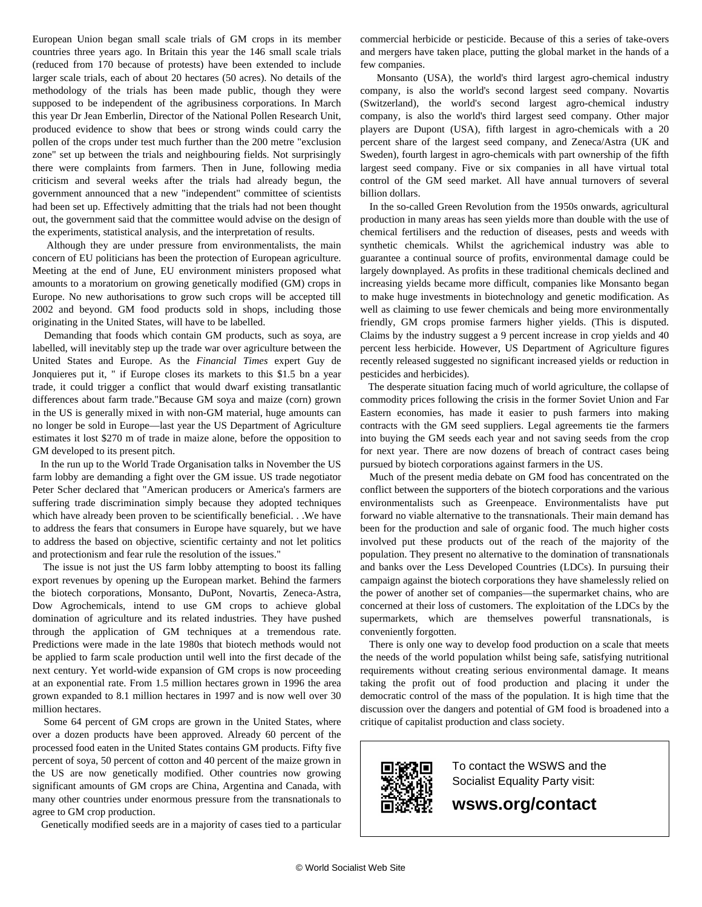European Union began small scale trials of GM crops in its member countries three years ago. In Britain this year the 146 small scale trials (reduced from 170 because of protests) have been extended to include larger scale trials, each of about 20 hectares (50 acres). No details of the methodology of the trials has been made public, though they were supposed to be independent of the agribusiness corporations. In March this year Dr Jean Emberlin, Director of the National Pollen Research Unit, produced evidence to show that bees or strong winds could carry the pollen of the crops under test much further than the 200 metre "exclusion zone" set up between the trials and neighbouring fields. Not surprisingly there were complaints from farmers. Then in June, following media criticism and several weeks after the trials had already begun, the government announced that a new "independent" committee of scientists had been set up. Effectively admitting that the trials had not been thought out, the government said that the committee would advise on the design of the experiments, statistical analysis, and the interpretation of results.

Although they are under pressure from environmentalists, the main concern of EU politicians has been the protection of European agriculture. Meeting at the end of June, EU environment ministers proposed what amounts to a moratorium on growing genetically modified (GM) crops in Europe. No new authorisations to grow such crops will be accepted till 2002 and beyond. GM food products sold in shops, including those originating in the United States, will have to be labelled.

Demanding that foods which contain GM products, such as soya, are labelled, will inevitably step up the trade war over agriculture between the United States and Europe. As the *Financial Times* expert Guy de Jonquieres put it, " if Europe closes its markets to this $1.5 bn a year trade, it could trigger a conflict that would dwarf existing transatlantic differences about farm trade."Because GM soya and maize (corn) grown in the US is generally mixed in with non-GM material, huge amounts can no longer be sold in Europe—last year the US Department of Agriculture estimates it lost $270 m of trade in maize alone, before the opposition to GM developed to its present pitch.

In the run up to the World Trade Organisation talks in November the US farm lobby are demanding a fight over the GM issue. US trade negotiator Peter Scher declared that "American producers or America's farmers are suffering trade discrimination simply because they adopted techniques which have already been proven to be scientifically beneficial. . .We have to address the fears that consumers in Europe have squarely, but we have to address the based on objective, scientific certainty and not let politics and protectionism and fear rule the resolution of the issues."

The issue is not just the US farm lobby attempting to boost its falling export revenues by opening up the European market. Behind the farmers the biotech corporations, Monsanto, DuPont, Novartis, Zeneca-Astra, Dow Agrochemicals, intend to use GM crops to achieve global domination of agriculture and its related industries. They have pushed through the application of GM techniques at a tremendous rate. Predictions were made in the late 1980s that biotech methods would not be applied to farm scale production until well into the first decade of the next century. Yet world-wide expansion of GM crops is now proceeding at an exponential rate. From 1.5 million hectares grown in 1996 the area grown expanded to 8.1 million hectares in 1997 and is now well over 30 million hectares.

Some 64 percent of GM crops are grown in the United States, where over a dozen products have been approved. Already 60 percent of the processed food eaten in the United States contains GM products. Fifty five percent of soya, 50 percent of cotton and 40 percent of the maize grown in the US are now genetically modified. Other countries now growing significant amounts of GM crops are China, Argentina and Canada, with many other countries under enormous pressure from the transnationals to agree to GM crop production.

Genetically modified seeds are in a majority of cases tied to a particular commercial herbicide or pesticide. Because of this a series of take-overs and mergers have taken place, putting the global market in the hands of a few companies.

Monsanto (USA), the world's third largest agro-chemical industry company, is also the world's second largest seed company. Novartis (Switzerland), the world's second largest agro-chemical industry company, is also the world's third largest seed company. Other major players are Dupont (USA), fifth largest in agro-chemicals with a 20 percent share of the largest seed company, and Zeneca/Astra (UK and Sweden), fourth largest in agro-chemicals with part ownership of the fifth largest seed company. Five or six companies in all have virtual total control of the GM seed market. All have annual turnovers of several billion dollars.

In the so-called Green Revolution from the 1950s onwards, agricultural production in many areas has seen yields more than double with the use of chemical fertilisers and the reduction of diseases, pests and weeds with synthetic chemicals. Whilst the agrichemical industry was able to guarantee a continual source of profits, environmental damage could be largely downplayed. As profits in these traditional chemicals declined and increasing yields became more difficult, companies like Monsanto began to make huge investments in biotechnology and genetic modification. As well as claiming to use fewer chemicals and being more environmentally friendly, GM crops promise farmers higher yields. (This is disputed. Claims by the industry suggest a 9 percent increase in crop yields and 40 percent less herbicide. However, US Department of Agriculture figures recently released suggested no significant increased yields or reduction in pesticides and herbicides).

The desperate situation facing much of world agriculture, the collapse of commodity prices following the crisis in the former Soviet Union and Far Eastern economies, has made it easier to push farmers into making contracts with the GM seed suppliers. Legal agreements tie the farmers into buying the GM seeds each year and not saving seeds from the crop for next year. There are now dozens of breach of contract cases being pursued by biotech corporations against farmers in the US.

Much of the present media debate on GM food has concentrated on the conflict between the supporters of the biotech corporations and the various environmentalists such as Greenpeace. Environmentalists have put forward no viable alternative to the transnationals. Their main demand has been for the production and sale of organic food. The much higher costs involved put these products out of the reach of the majority of the population. They present no alternative to the domination of transnationals and banks over the Less Developed Countries (LDCs). In pursuing their campaign against the biotech corporations they have shamelessly relied on the power of another set of companies—the supermarket chains, who are concerned at their loss of customers. The exploitation of the LDCs by the supermarkets, which are themselves powerful transnationals, is conveniently forgotten.

There is only one way to develop food production on a scale that meets the needs of the world population whilst being safe, satisfying nutritional requirements without creating serious environmental damage. It means taking the profit out of food production and placing it under the democratic control of the mass of the population. It is high time that the discussion over the dangers and potential of GM food is broadened into a critique of capitalist production and class society.

To contact the WSWS and the Socialist Equality Party visit:

**wsws.org/contact**